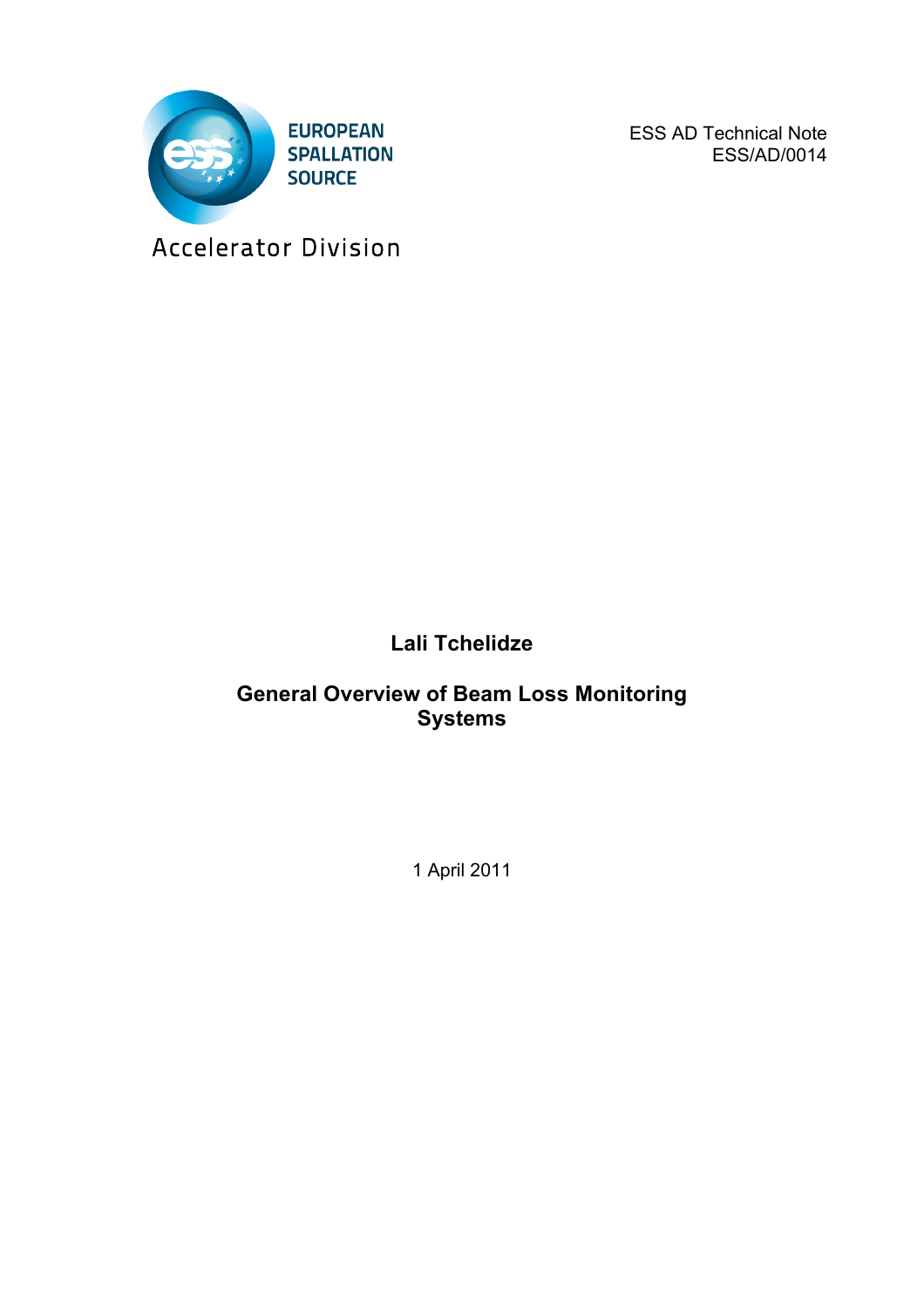EUROPEAN SPALLATION SOURCE

Accelerator Division

ESS AD Technical Note
ESS/AD/0014

**Lali Tchelidze**

# General Overview of Beam Loss Monitoring Systems

1 April 2011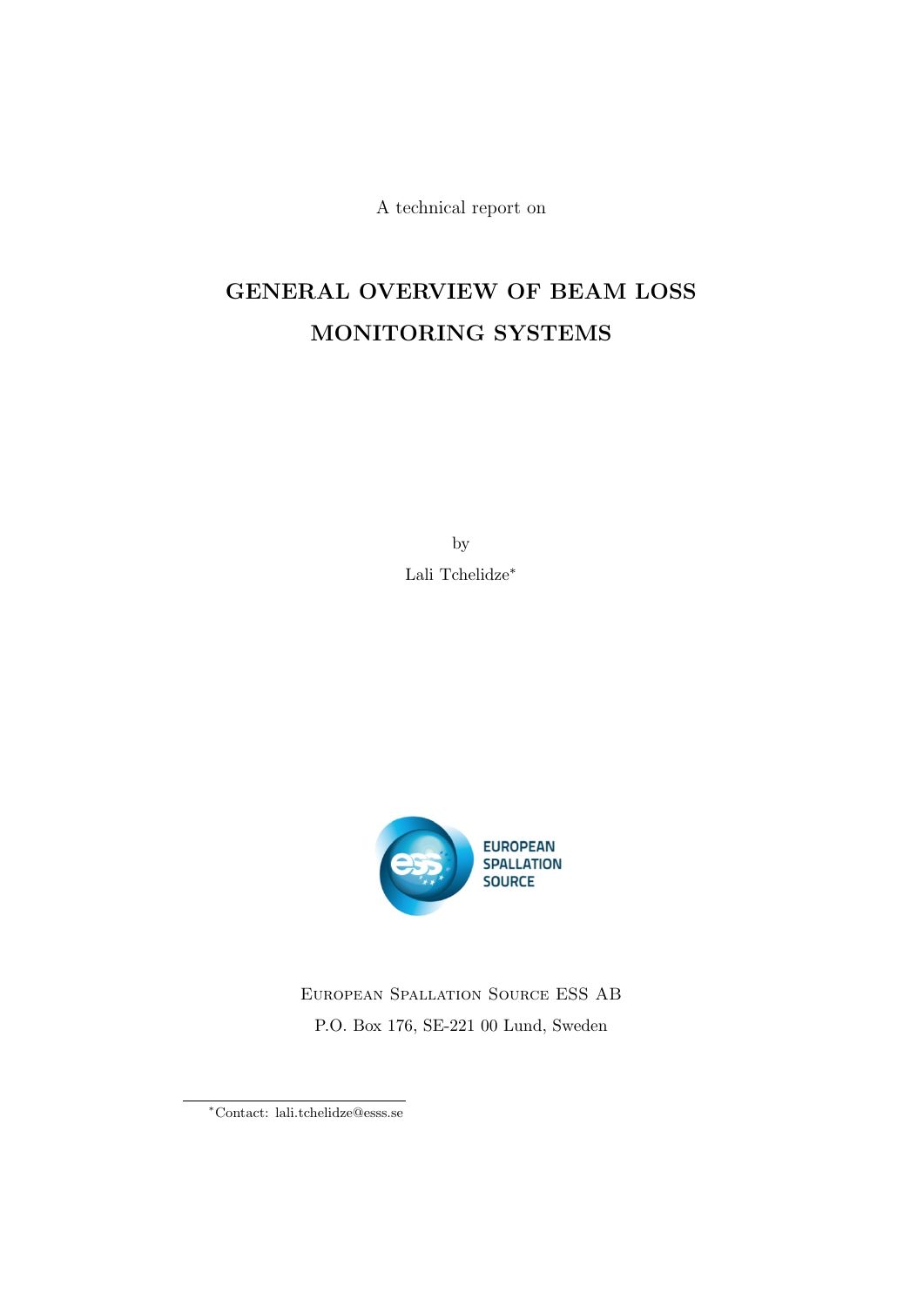A technical report on

# GENERAL OVERVIEW OF BEAM LOSS MONITORING SYSTEMS

by

Lali Tchelidze*

EUROPEAN SPALLATION SOURCE

European Spallation Source ESS AB

P.O. Box 176, SE-221 00 Lund, Sweden

*Contact: lali.tchelidze@esss.se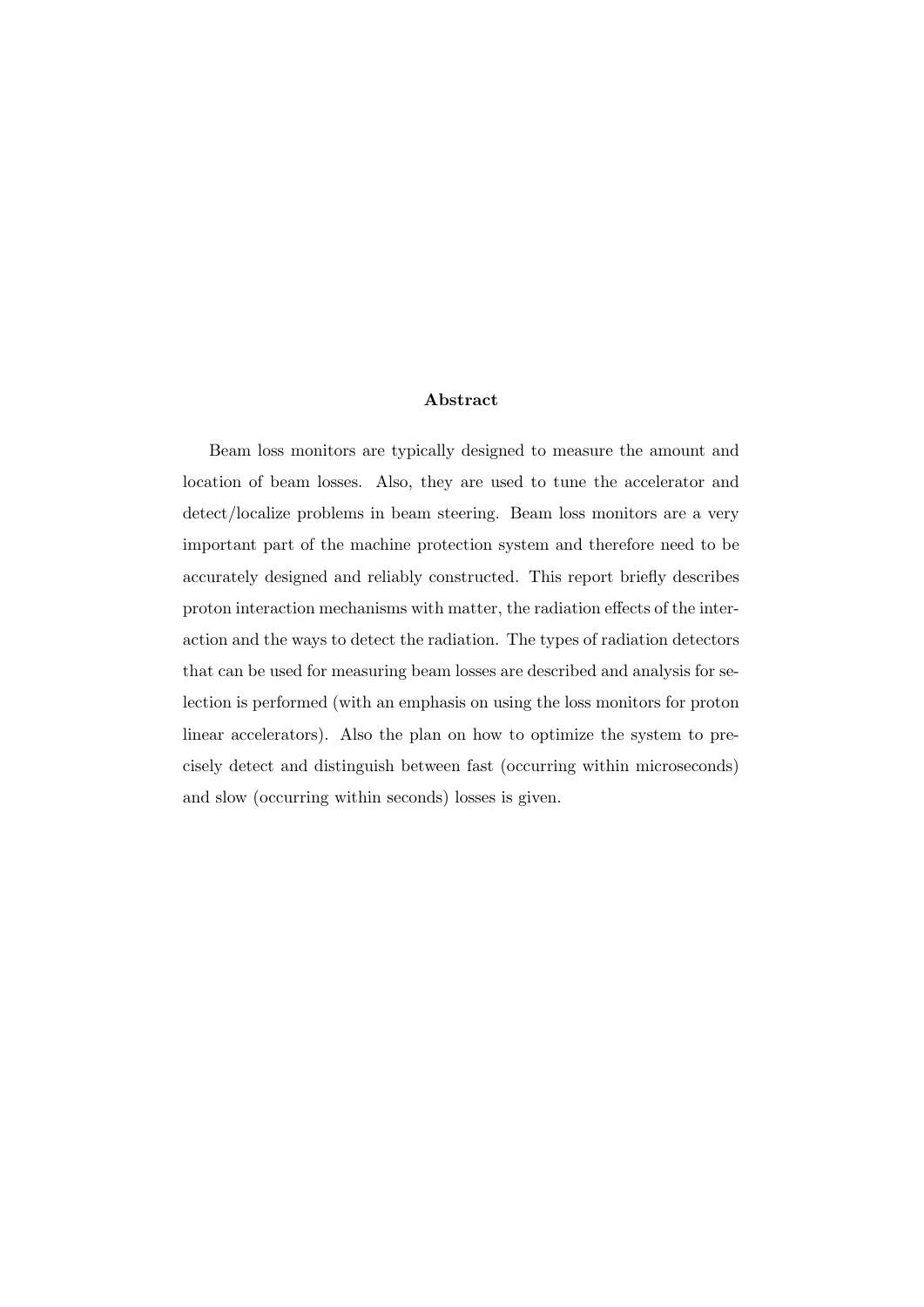## Abstract

Beam loss monitors are typically designed to measure the amount and location of beam losses. Also, they are used to tune the accelerator and detect/localize problems in beam steering. Beam loss monitors are a very important part of the machine protection system and therefore need to be accurately designed and reliably constructed. This report briefly describes proton interaction mechanisms with matter, the radiation effects of the interaction and the ways to detect the radiation. The types of radiation detectors that can be used for measuring beam losses are described and analysis for selection is performed (with an emphasis on using the loss monitors for proton linear accelerators). Also the plan on how to optimize the system to precisely detect and distinguish between fast (occurring within microseconds) and slow (occurring within seconds) losses is given.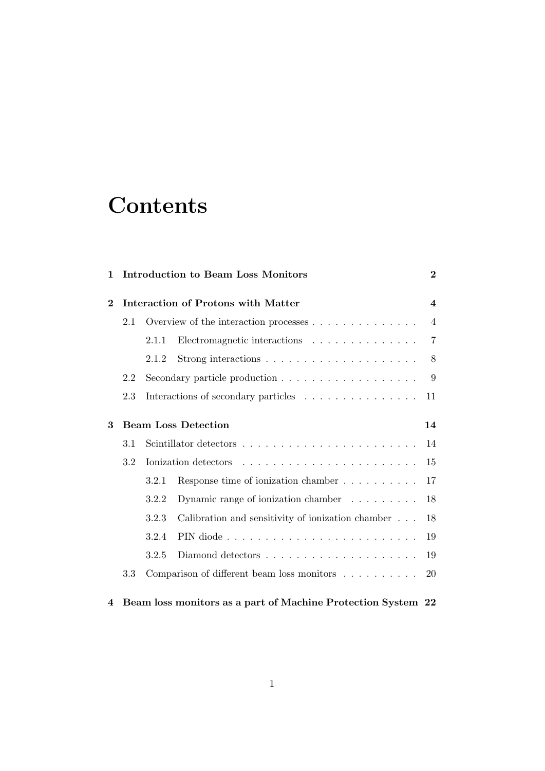# Contents

**1 Introduction to Beam Loss Monitors** **2**

**2 Interaction of Protons with Matter** **4**

- 2.1 Overview of the interaction processes . . . . . . . . . . . . . . 4
  - 2.1.1 Electromagnetic interactions . . . . . . . . . . . . . . 7
  - 2.1.2 Strong interactions . . . . . . . . . . . . . . . . . . . . 8
- 2.2 Secondary particle production . . . . . . . . . . . . . . . . . . 9
- 2.3 Interactions of secondary particles . . . . . . . . . . . . . . . 11

**3 Beam Loss Detection** **14**

- 3.1 Scintillator detectors . . . . . . . . . . . . . . . . . . . . . . . 14
- 3.2 Ionization detectors . . . . . . . . . . . . . . . . . . . . . . . 15
  - 3.2.1 Response time of ionization chamber . . . . . . . . . . 17
  - 3.2.2 Dynamic range of ionization chamber . . . . . . . . . 18
  - 3.2.3 Calibration and sensitivity of ionization chamber . . . 18
  - 3.2.4 PIN diode . . . . . . . . . . . . . . . . . . . . . . . . 19
  - 3.2.5 Diamond detectors . . . . . . . . . . . . . . . . . . . . 19
- 3.3 Comparison of different beam loss monitors . . . . . . . . . . 20

**4 Beam loss monitors as a part of Machine Protection System** **22**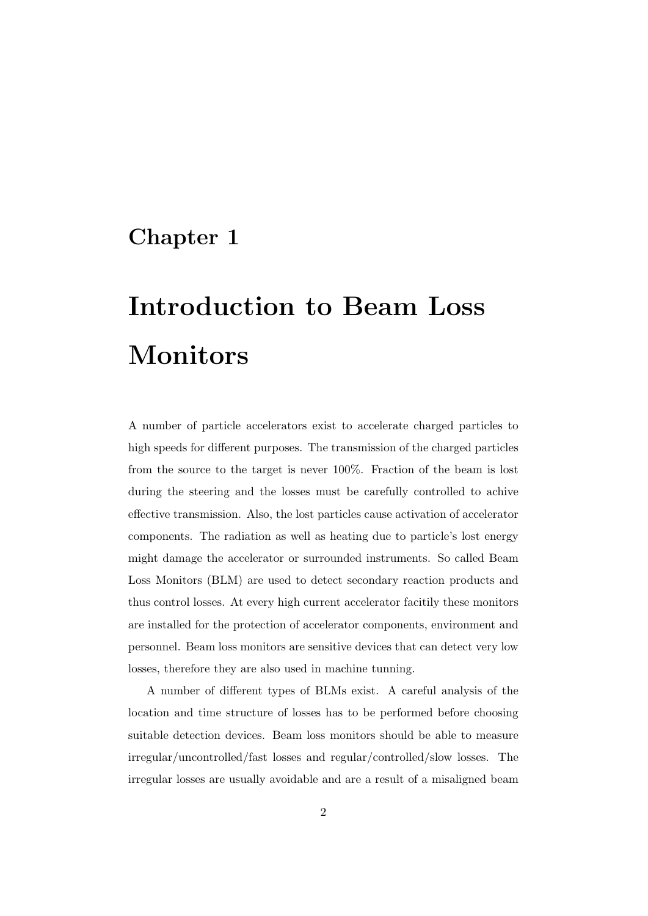# Chapter 1

# Introduction to Beam Loss Monitors

A number of particle accelerators exist to accelerate charged particles to high speeds for different purposes. The transmission of the charged particles from the source to the target is never 100%. Fraction of the beam is lost during the steering and the losses must be carefully controlled to achive effective transmission. Also, the lost particles cause activation of accelerator components. The radiation as well as heating due to particle's lost energy might damage the accelerator or surrounded instruments. So called Beam Loss Monitors (BLM) are used to detect secondary reaction products and thus control losses. At every high current accelerator facitily these monitors are installed for the protection of accelerator components, environment and personnel. Beam loss monitors are sensitive devices that can detect very low losses, therefore they are also used in machine tunning.

A number of different types of BLMs exist. A careful analysis of the location and time structure of losses has to be performed before choosing suitable detection devices. Beam loss monitors should be able to measure irregular/uncontrolled/fast losses and regular/controlled/slow losses. The irregular losses are usually avoidable and are a result of a misaligned beam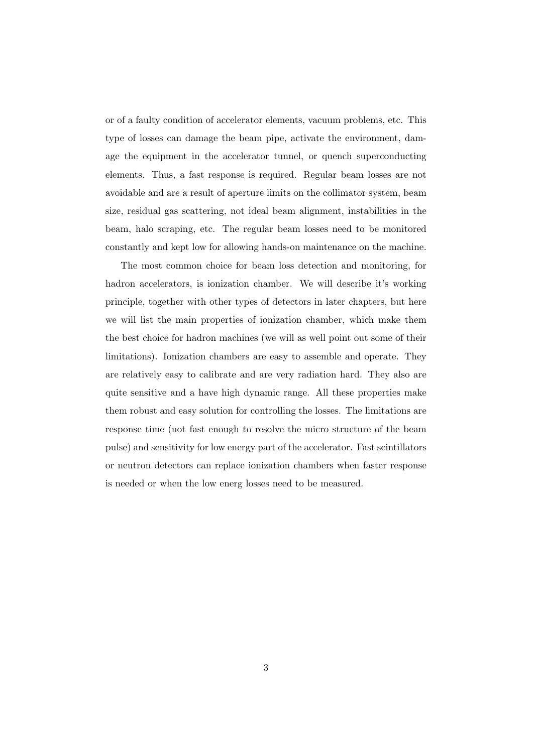or of a faulty condition of accelerator elements, vacuum problems, etc. This type of losses can damage the beam pipe, activate the environment, damage the equipment in the accelerator tunnel, or quench superconducting elements. Thus, a fast response is required. Regular beam losses are not avoidable and are a result of aperture limits on the collimator system, beam size, residual gas scattering, not ideal beam alignment, instabilities in the beam, halo scraping, etc. The regular beam losses need to be monitored constantly and kept low for allowing hands-on maintenance on the machine.

The most common choice for beam loss detection and monitoring, for hadron accelerators, is ionization chamber. We will describe it's working principle, together with other types of detectors in later chapters, but here we will list the main properties of ionization chamber, which make them the best choice for hadron machines (we will as well point out some of their limitations). Ionization chambers are easy to assemble and operate. They are relatively easy to calibrate and are very radiation hard. They also are quite sensitive and a have high dynamic range. All these properties make them robust and easy solution for controlling the losses. The limitations are response time (not fast enough to resolve the micro structure of the beam pulse) and sensitivity for low energy part of the accelerator. Fast scintillators or neutron detectors can replace ionization chambers when faster response is needed or when the low energ losses need to be measured.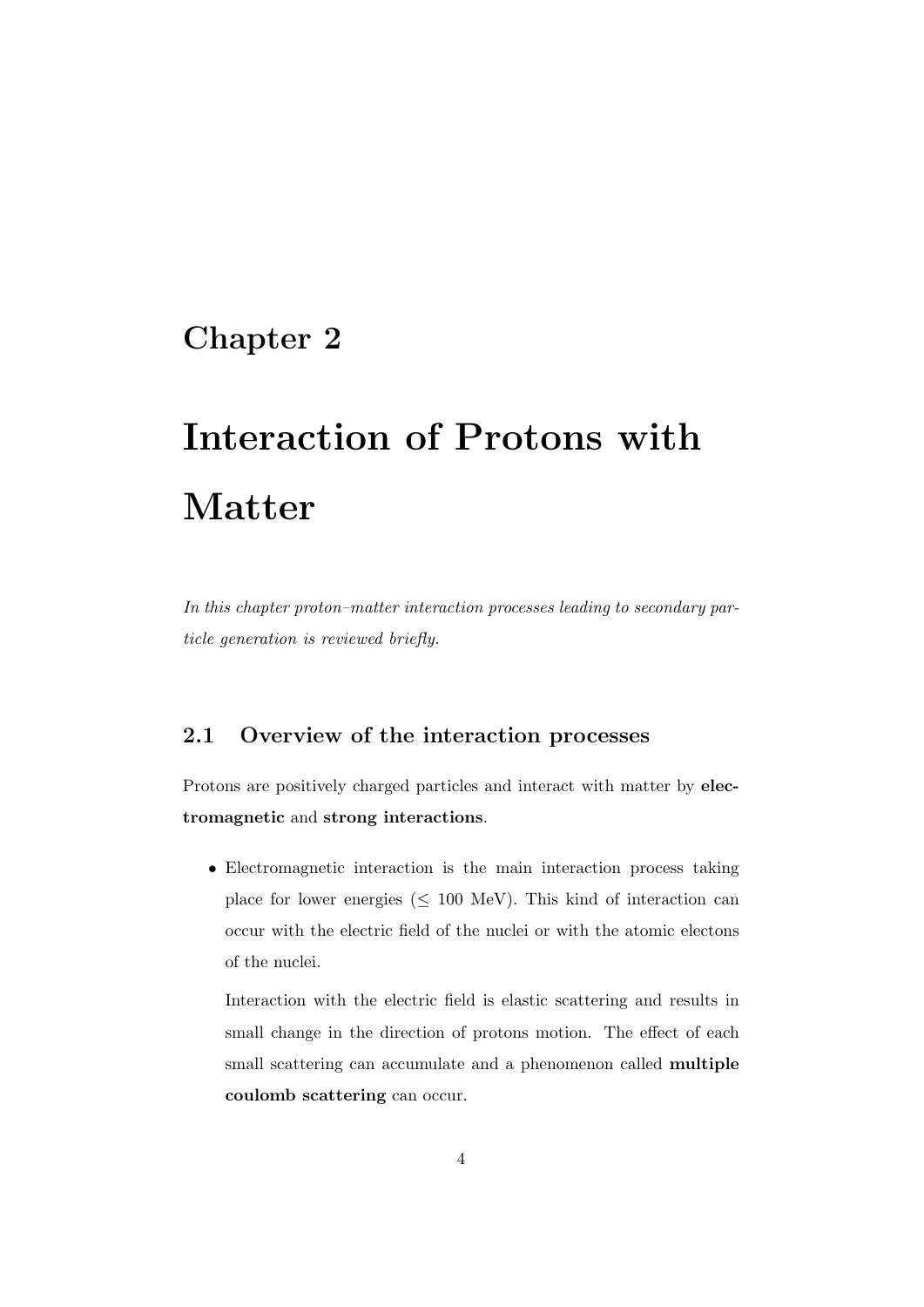# Chapter 2

# Interaction of Protons with Matter

*In this chapter proton–matter interaction processes leading to secondary particle generation is reviewed briefly.*

## 2.1 Overview of the interaction processes

Protons are positively charged particles and interact with matter by **electromagnetic** and **strong interactions**.

- Electromagnetic interaction is the main interaction process taking place for lower energies ($\leq$ 100 MeV). This kind of interaction can occur with the electric field of the nuclei or with the atomic electons of the nuclei.

  Interaction with the electric field is elastic scattering and results in small change in the direction of protons motion. The effect of each small scattering can accumulate and a phenomenon called **multiple coulomb scattering** can occur.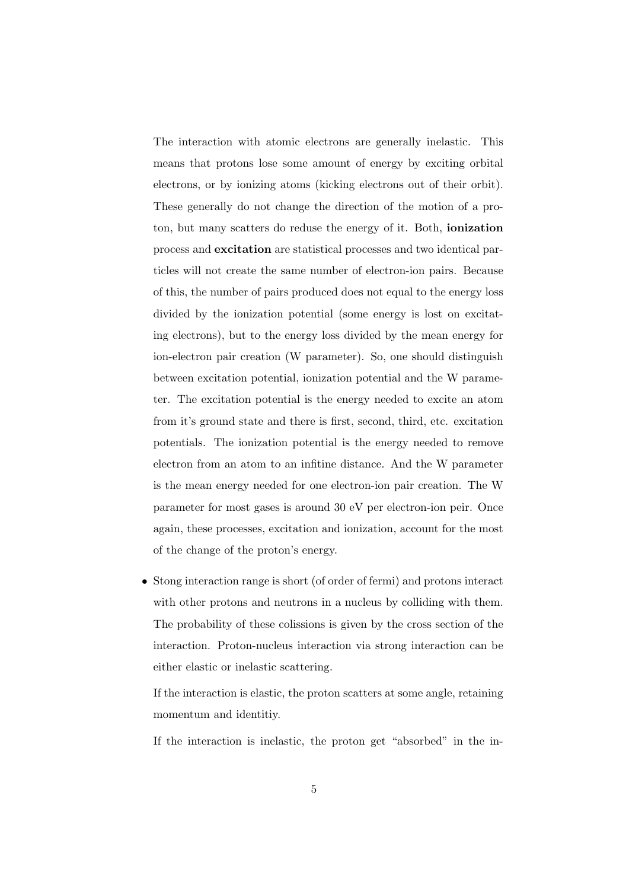The interaction with atomic electrons are generally inelastic. This means that protons lose some amount of energy by exciting orbital electrons, or by ionizing atoms (kicking electrons out of their orbit). These generally do not change the direction of the motion of a proton, but many scatters do reduse the energy of it. Both, **ionization** process and **excitation** are statistical processes and two identical particles will not create the same number of electron-ion pairs. Because of this, the number of pairs produced does not equal to the energy loss divided by the ionization potential (some energy is lost on exciting electrons), but to the energy loss divided by the mean energy for ion-electron pair creation (W parameter). So, one should distinguish between excitation potential, ionization potential and the W parameter. The excitation potential is the energy needed to excite an atom from it's ground state and there is first, second, third, etc. excitation potentials. The ionization potential is the energy needed to remove electron from an atom to an infitine distance. And the W parameter is the mean energy needed for one electron-ion pair creation. The W parameter for most gases is around 30 eV per electron-ion peir. Once again, these processes, excitation and ionization, account for the most of the change of the proton's energy.

- Stong interaction range is short (of order of fermi) and protons interact with other protons and neutrons in a nucleus by colliding with them. The probability of these colissions is given by the cross section of the interaction. Proton-nucleus interaction via strong interaction can be either elastic or inelastic scattering.

  If the interaction is elastic, the proton scatters at some angle, retaining momentum and identitiy.

  If the interaction is inelastic, the proton get "absorbed" in the in-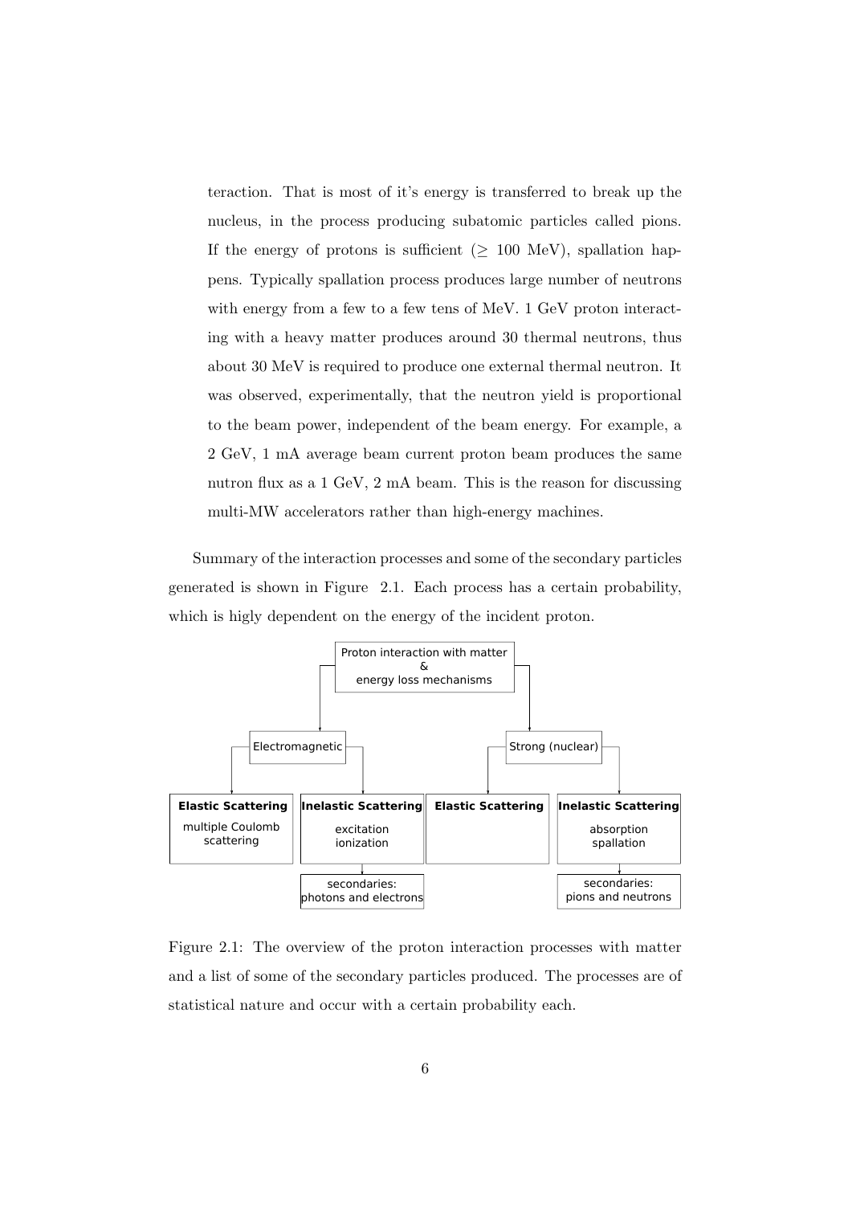teraction. That is most of it's energy is transferred to break up the nucleus, in the process producing subatomic particles called pions. If the energy of protons is sufficient ($\geq$ 100 MeV), spallation happens. Typically spallation process produces large number of neutrons with energy from a few to a few tens of MeV. 1 GeV proton interacting with a heavy matter produces around 30 thermal neutrons, thus about 30 MeV is required to produce one external thermal neutron. It was observed, experimentally, that the neutron yield is proportional to the beam power, independent of the beam energy. For example, a 2 GeV, 1 mA average beam current proton beam produces the same nutron flux as a 1 GeV, 2 mA beam. This is the reason for discussing multi-MW accelerators rather than high-energy machines.

Summary of the interaction processes and some of the secondary particles generated is shown in Figure 2.1. Each process has a certain probability, which is higly dependent on the energy of the incident proton.

- Proton interaction with matter & energy loss mechanisms
  - Electromagnetic
    - **Elastic Scattering**: multiple Coulomb scattering
    - **Inelastic Scattering**: excitation, ionization
      - secondaries: photons and electrons
  - Strong (nuclear)
    - **Elastic Scattering**
    - **Inelastic Scattering**: absorption, spallation
      - secondaries: pions and neutrons

Figure 2.1: The overview of the proton interaction processes with matter and a list of some of the secondary particles produced. The processes are of statistical nature and occur with a certain probability each.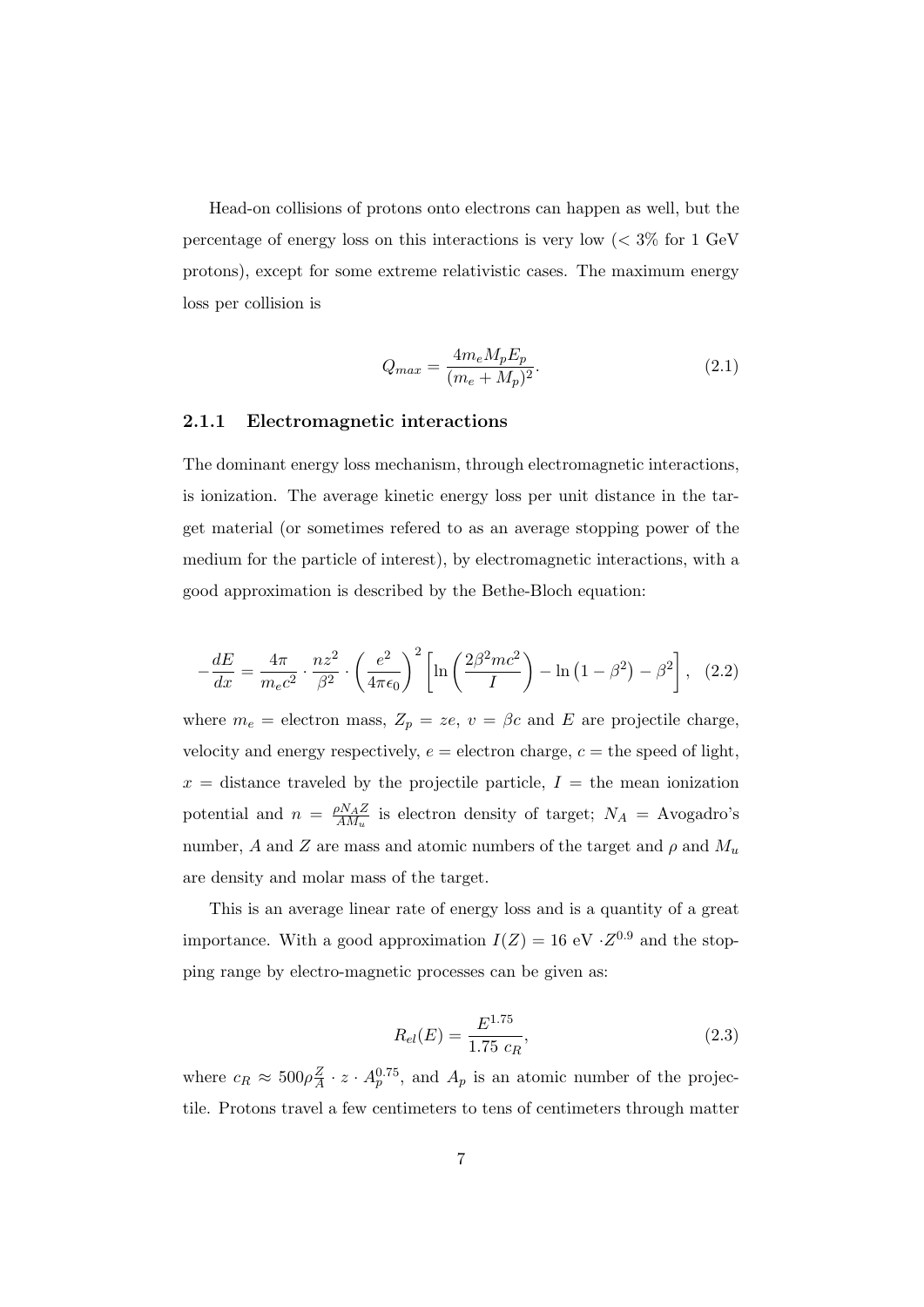Head-on collisions of protons onto electrons can happen as well, but the percentage of energy loss on this interactions is very low (< 3% for 1 GeV protons), except for some extreme relativistic cases. The maximum energy loss per collision is

$$Q_{max} = \frac{4 m_e M_p E_p}{(m_e + M_p)^2}. \tag{2.1}$$

### 2.1.1 Electromagnetic interactions

The dominant energy loss mechanism, through electromagnetic interactions, is ionization. The average kinetic energy loss per unit distance in the target material (or sometimes refered to as an average stopping power of the medium for the particle of interest), by electromagnetic interactions, with a good approximation is described by the Bethe-Bloch equation:

$$-\frac{dE}{dx} = \frac{4\pi}{m_e c^2} \cdot \frac{n z^2}{\beta^2} \cdot \left(\frac{e^2}{4\pi\epsilon_0}\right)^2 \left[\ln\left(\frac{2\beta^2 m c^2}{I}\right) - \ln\left(1-\beta^2\right) - \beta^2\right], \tag{2.2}$$

where $m_e$ = electron mass, $Z_p = ze$, $v = \beta c$ and $E$ are projectile charge, velocity and energy respectively, $e$ = electron charge, $c$ = the speed of light, $x$ = distance traveled by the projectile particle, $I$ = the mean ionization potential and $n = \frac{\rho N_A Z}{A M_u}$ is electron density of target; $N_A$ = Avogadro's number, $A$ and $Z$ are mass and atomic numbers of the target and $\rho$ and $M_u$ are density and molar mass of the target.

This is an average linear rate of energy loss and is a quantity of a great importance. With a good approximation $I(Z) = 16 \text{ eV} \cdot Z^{0.9}$ and the stopping range by electro-magnetic processes can be given as:

$$R_{el}(E) = \frac{E^{1.75}}{1.75 \; c_R}, \tag{2.3}$$

where $c_R \approx 500 \rho \frac{Z}{A} \cdot z \cdot A_p^{0.75}$, and $A_p$ is an atomic number of the projectile. Protons travel a few centimeters to tens of centimeters through matter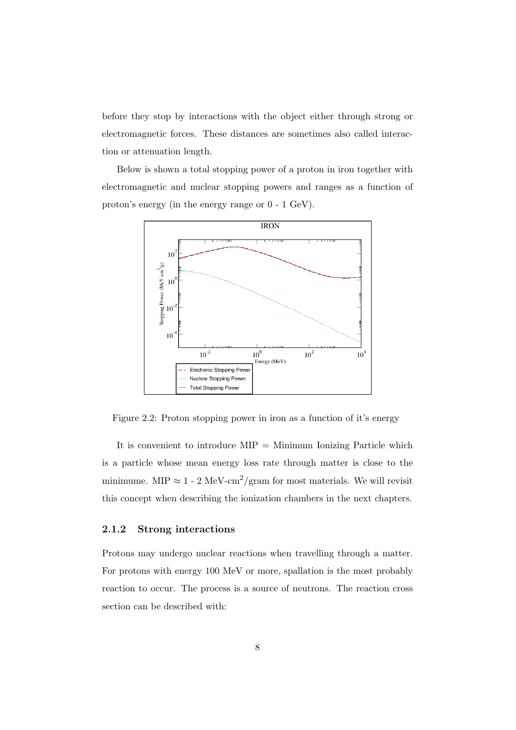before they stop by interactions with the object either through strong or electromagnetic forces. These distances are sometimes also called interaction or attenuation length.

Below is shown a total stopping power of a proton in iron together with electromagnetic and nuclear stopping powers and ranges as a function of proton's energy (in the energy range or 0 - 1 GeV).

Figure 2.2: Proton stopping power in iron as a function of it's energy

It is convenient to introduce MIP = Minimum Ionizing Particle which is a particle whose mean energy loss rate through matter is close to the minimume. MIP $\approx$ 1 - 2 MeV-cm$^2$/gram for most materials. We will revisit this concept when describing the ionization chambers in the next chapters.

### 2.1.2 Strong interactions

Protons may undergo nuclear reactions when travelling through a matter. For protons with energy 100 MeV or more, spallation is the most probably reaction to occur. The process is a source of neutrons. The reaction cross section can be described with: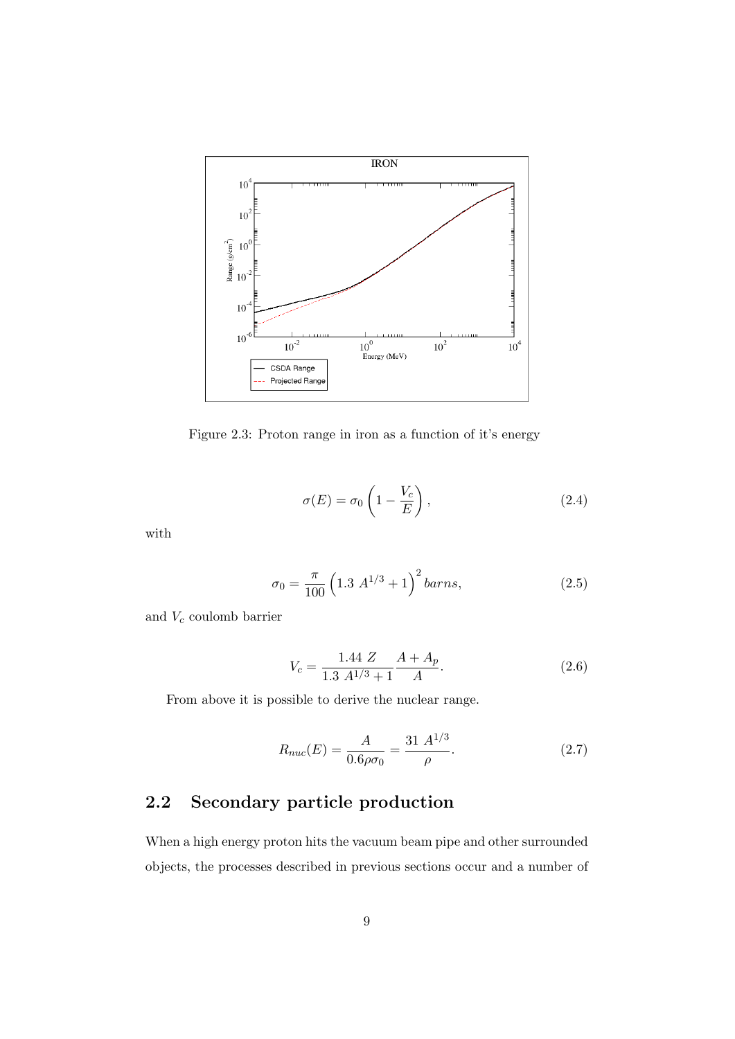Figure 2.3: Proton range in iron as a function of it's energy

$$\sigma(E) = \sigma_0 \left(1 - \frac{V_c}{E}\right), \tag{2.4}$$

with

$$\sigma_0 = \frac{\pi}{100} \left(1.3\ A^{1/3} + 1\right)^2 barns, \tag{2.5}$$

and $V_c$ coulomb barrier

$$V_c = \frac{1.44\ Z}{1.3\ A^{1/3} + 1} \frac{A + A_p}{A}. \tag{2.6}$$

From above it is possible to derive the nuclear range.

$$R_{nuc}(E) = \frac{A}{0.6\rho\sigma_0} = \frac{31\ A^{1/3}}{\rho}. \tag{2.7}$$

## 2.2 Secondary particle production

When a high energy proton hits the vacuum beam pipe and other surrounded objects, the processes described in previous sections occur and a number of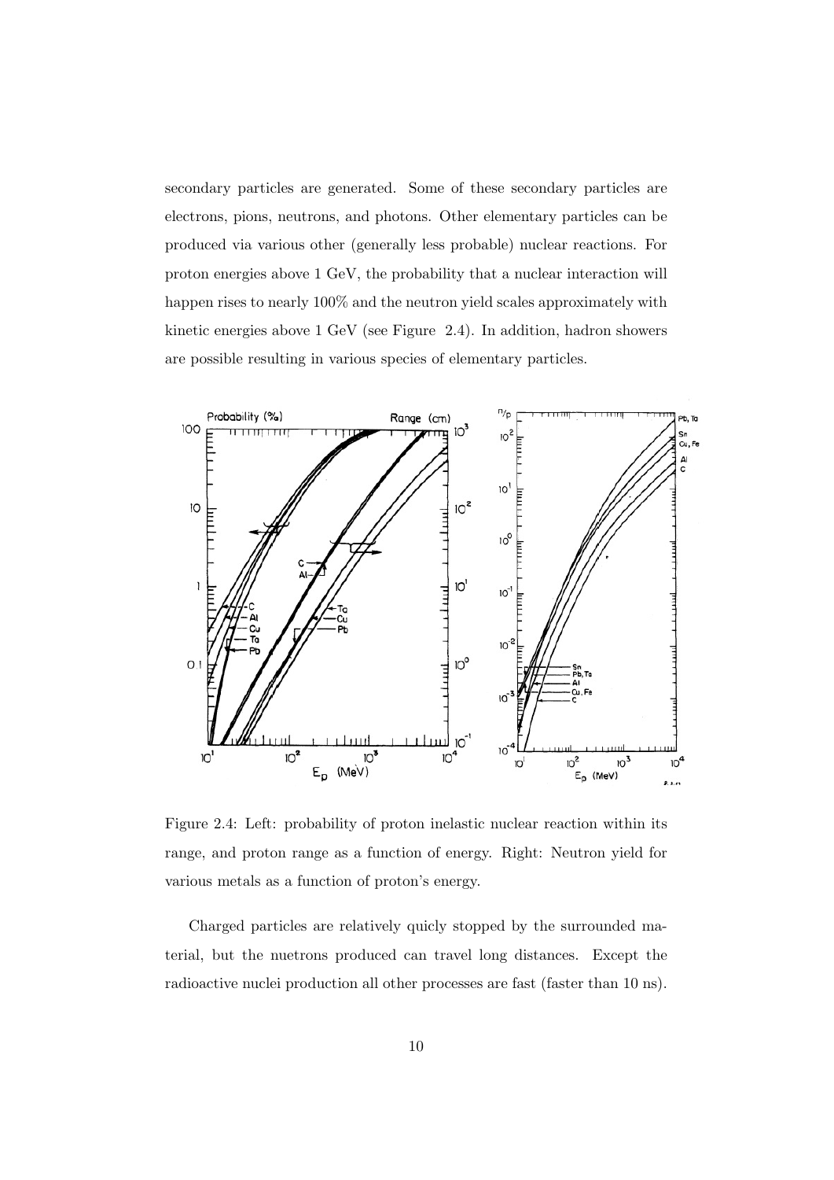secondary particles are generated. Some of these secondary particles are electrons, pions, neutrons, and photons. Other elementary particles can be produced via various other (generally less probable) nuclear reactions. For proton energies above 1 GeV, the probability that a nuclear interaction will happen rises to nearly 100% and the neutron yield scales approximately with kinetic energies above 1 GeV (see Figure 2.4). In addition, hadron showers are possible resulting in various species of elementary particles.

Figure 2.4: Left: probability of proton inelastic nuclear reaction within its range, and proton range as a function of energy. Right: Neutron yield for various metals as a function of proton's energy.

Charged particles are relatively quicly stopped by the surrounded material, but the nuetrons produced can travel long distances. Except the radioactive nuclei production all other processes are fast (faster than 10 ns).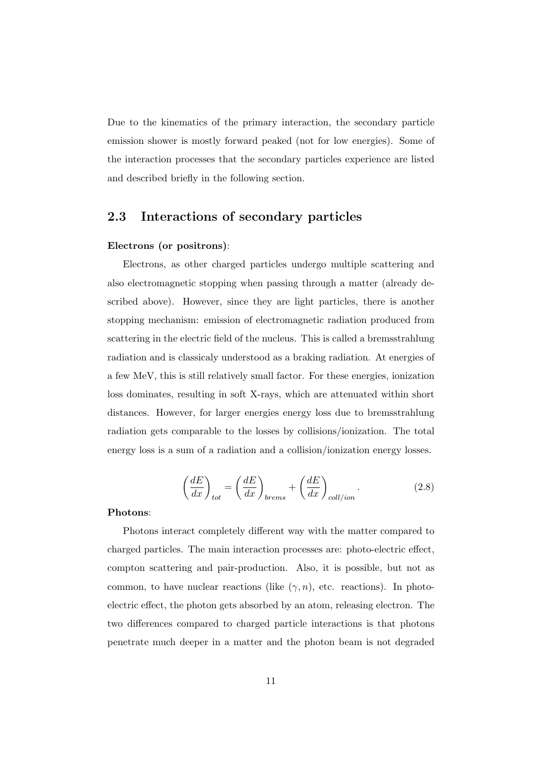Due to the kinematics of the primary interaction, the secondary particle emission shower is mostly forward peaked (not for low energies). Some of the interaction processes that the secondary particles experience are listed and described briefly in the following section.

## 2.3 Interactions of secondary particles

**Electrons (or positrons)**:

Electrons, as other charged particles undergo multiple scattering and also electromagnetic stopping when passing through a matter (already described above). However, since they are light particles, there is another stopping mechanism: emission of electromagnetic radiation produced from scattering in the electric field of the nucleus. This is called a bremsstrahlung radiation and is classicaly understood as a braking radiation. At energies of a few MeV, this is still relatively small factor. For these energies, ionization loss dominates, resulting in soft X-rays, which are attenuated within short distances. However, for larger energies energy loss due to bremsstrahlung radiation gets comparable to the losses by collisions/ionization. The total energy loss is a sum of a radiation and a collision/ionization energy losses.

$$\left(\frac{dE}{dx}\right)_{tot} = \left(\frac{dE}{dx}\right)_{brems} + \left(\frac{dE}{dx}\right)_{coll/ion}. \tag{2.8}$$

**Photons**:

Photons interact completely different way with the matter compared to charged particles. The main interaction processes are: photo-electric effect, compton scattering and pair-production. Also, it is possible, but not as common, to have nuclear reactions (like $(\gamma, n)$, etc. reactions). In photo-electric effect, the photon gets absorbed by an atom, releasing electron. The two differences compared to charged particle interactions is that photons penetrate much deeper in a matter and the photon beam is not degraded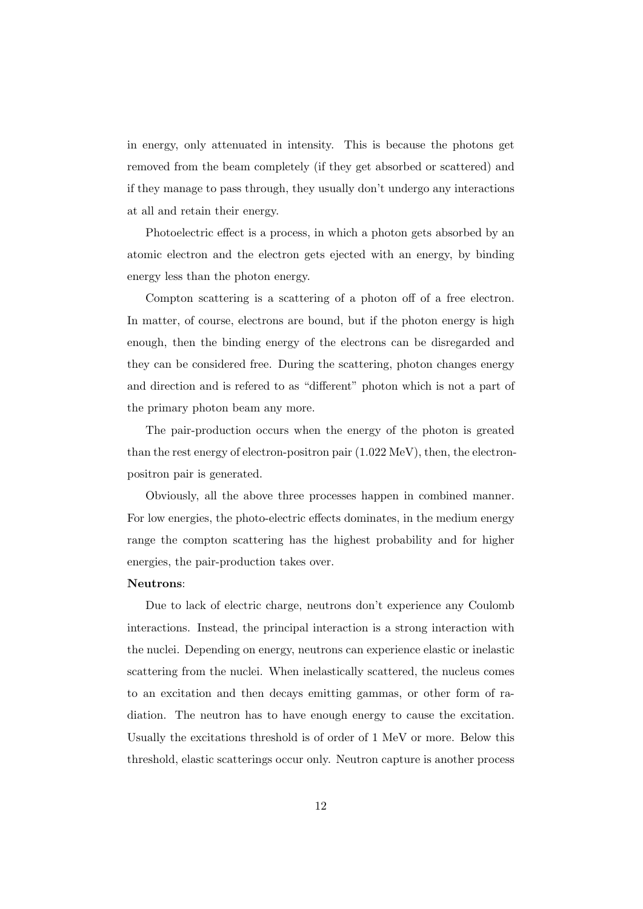in energy, only attenuated in intensity. This is because the photons get removed from the beam completely (if they get absorbed or scattered) and if they manage to pass through, they usually don't undergo any interactions at all and retain their energy.

Photoelectric effect is a process, in which a photon gets absorbed by an atomic electron and the electron gets ejected with an energy, by binding energy less than the photon energy.

Compton scattering is a scattering of a photon off of a free electron. In matter, of course, electrons are bound, but if the photon energy is high enough, then the binding energy of the electrons can be disregarded and they can be considered free. During the scattering, photon changes energy and direction and is refered to as "different" photon which is not a part of the primary photon beam any more.

The pair-production occurs when the energy of the photon is greated than the rest energy of electron-positron pair (1.022 MeV), then, the electron-positron pair is generated.

Obviously, all the above three processes happen in combined manner. For low energies, the photo-electric effects dominates, in the medium energy range the compton scattering has the highest probability and for higher energies, the pair-production takes over.

**Neutrons**:

Due to lack of electric charge, neutrons don't experience any Coulomb interactions. Instead, the principal interaction is a strong interaction with the nuclei. Depending on energy, neutrons can experience elastic or inelastic scattering from the nuclei. When inelastically scattered, the nucleus comes to an excitation and then decays emitting gammas, or other form of radiation. The neutron has to have enough energy to cause the excitation. Usually the excitations threshold is of order of 1 MeV or more. Below this threshold, elastic scatterings occur only. Neutron capture is another process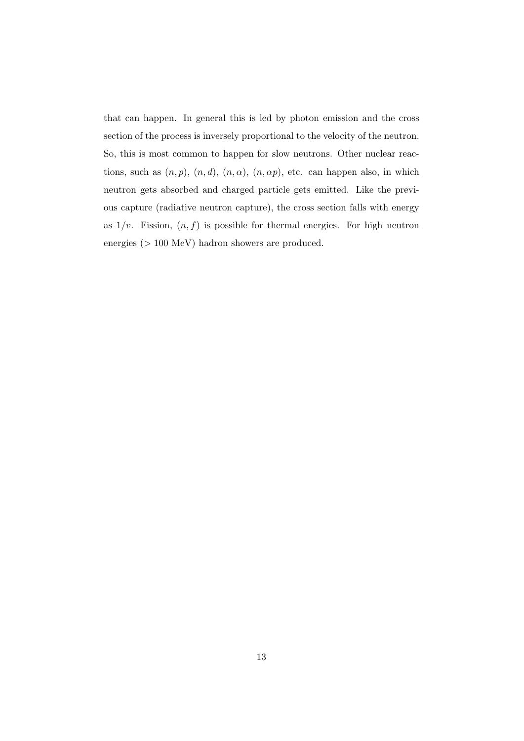that can happen. In general this is led by photon emission and the cross section of the process is inversely proportional to the velocity of the neutron. So, this is most common to happen for slow neutrons. Other nuclear reactions, such as $(n, p)$, $(n, d)$, $(n, \alpha)$, $(n, \alpha p)$, etc. can happen also, in which neutron gets absorbed and charged particle gets emitted. Like the previous capture (radiative neutron capture), the cross section falls with energy as $1/v$. Fission, $(n, f)$ is possible for thermal energies. For high neutron energies ($> 100$ MeV) hadron showers are produced.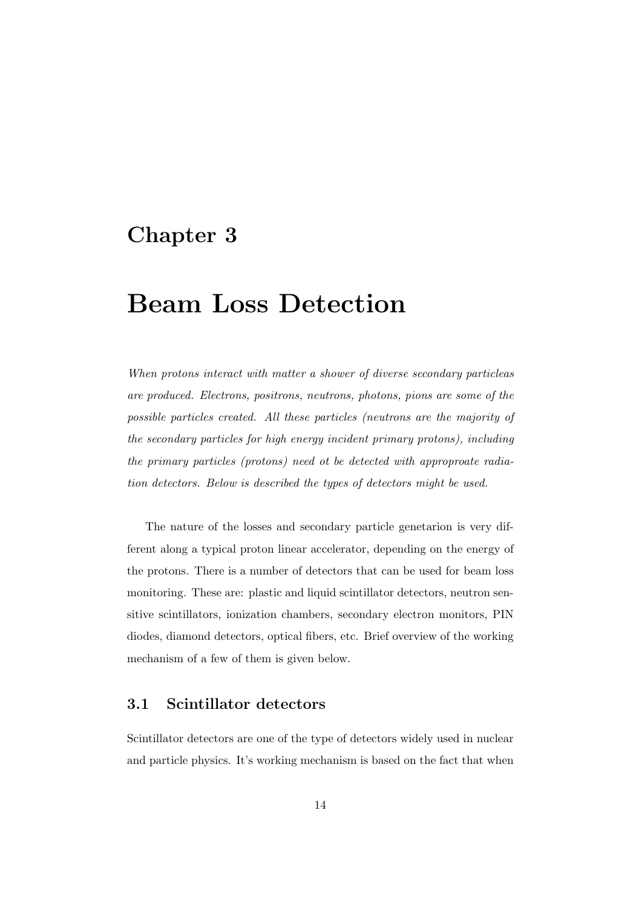# Chapter 3

# Beam Loss Detection

*When protons interact with matter a shower of diverse secondary particleas are produced. Electrons, positrons, neutrons, photons, pions are some of the possible particles created. All these particles (neutrons are the majority of the secondary particles for high energy incident primary protons), including the primary particles (protons) need ot be detected with approproate radiation detectors. Below is described the types of detectors might be used.*

The nature of the losses and secondary particle genetarion is very different along a typical proton linear accelerator, depending on the energy of the protons. There is a number of detectors that can be used for beam loss monitoring. These are: plastic and liquid scintillator detectors, neutron sensitive scintillators, ionization chambers, secondary electron monitors, PIN diodes, diamond detectors, optical fibers, etc. Brief overview of the working mechanism of a few of them is given below.

## 3.1 Scintillator detectors

Scintillator detectors are one of the type of detectors widely used in nuclear and particle physics. It's working mechanism is based on the fact that when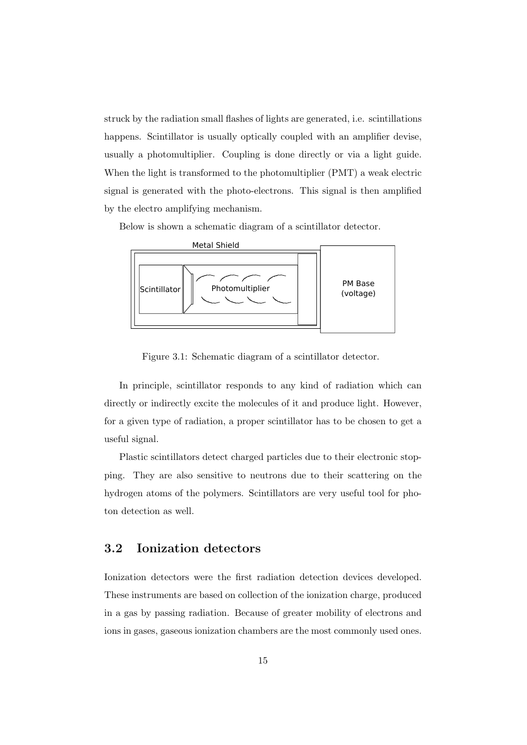struck by the radiation small flashes of lights are generated, i.e. scintillations happens. Scintillator is usually optically coupled with an amplifier devise, usually a photomultiplier. Coupling is done directly or via a light guide. When the light is transformed to the photomultiplier (PMT) a weak electric signal is generated with the photo-electrons. This signal is then amplified by the electro amplifying mechanism.

Below is shown a schematic diagram of a scintillator detector.

Figure 3.1: Schematic diagram of a scintillator detector.

In principle, scintillator responds to any kind of radiation which can directly or indirectly excite the molecules of it and produce light. However, for a given type of radiation, a proper scintillator has to be chosen to get a useful signal.

Plastic scintillators detect charged particles due to their electronic stopping. They are also sensitive to neutrons due to their scattering on the hydrogen atoms of the polymers. Scintillators are very useful tool for photon detection as well.

## 3.2 Ionization detectors

Ionization detectors were the first radiation detection devices developed. These instruments are based on collection of the ionization charge, produced in a gas by passing radiation. Because of greater mobility of electrons and ions in gases, gaseous ionization chambers are the most commonly used ones.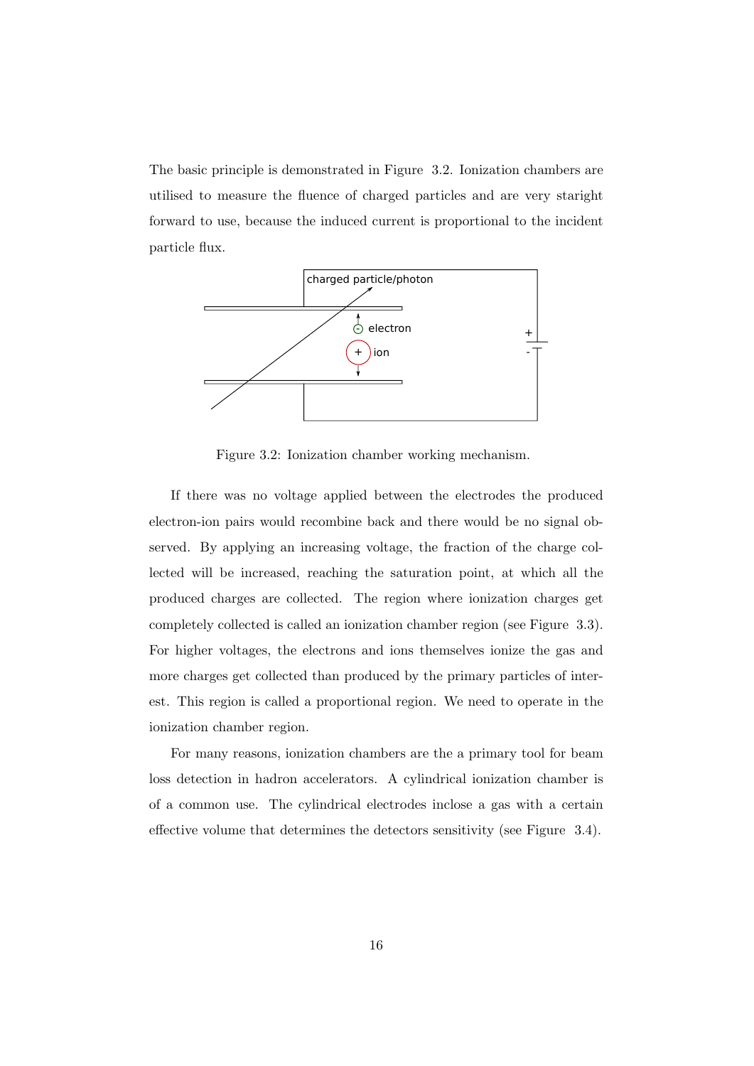The basic principle is demonstrated in Figure 3.2. Ionization chambers are utilised to measure the fluence of charged particles and are very staright forward to use, because the induced current is proportional to the incident particle flux.

Figure 3.2: Ionization chamber working mechanism.

If there was no voltage applied between the electrodes the produced electron-ion pairs would recombine back and there would be no signal observed. By applying an increasing voltage, the fraction of the charge collected will be increased, reaching the saturation point, at which all the produced charges are collected. The region where ionization charges get completely collected is called an ionization chamber region (see Figure 3.3). For higher voltages, the electrons and ions themselves ionize the gas and more charges get collected than produced by the primary particles of interest. This region is called a proportional region. We need to operate in the ionization chamber region.

For many reasons, ionization chambers are the a primary tool for beam loss detection in hadron accelerators. A cylindrical ionization chamber is of a common use. The cylindrical electrodes inclose a gas with a certain effective volume that determines the detectors sensitivity (see Figure 3.4).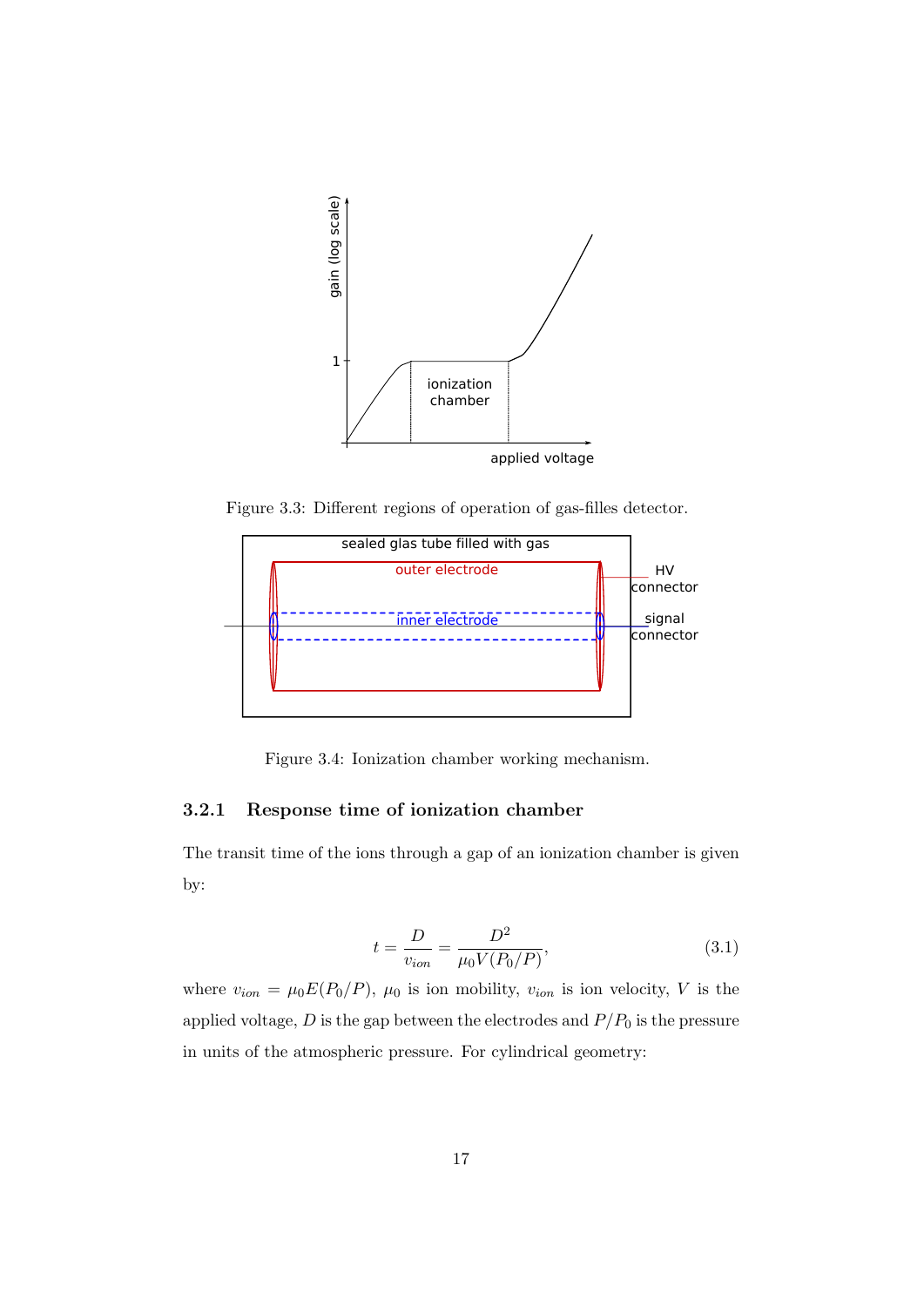Figure 3.3: Different regions of operation of gas-filles detector.

Figure 3.4: Ionization chamber working mechanism.

### 3.2.1 Response time of ionization chamber

The transit time of the ions through a gap of an ionization chamber is given by:

$$t = \frac{D}{v_{ion}} = \frac{D^2}{\mu_0 V (P_0/P)}, \tag{3.1}$$

where $v_{ion} = \mu_0 E(P_0/P)$, $\mu_0$ is ion mobility, $v_{ion}$ is ion velocity, $V$ is the applied voltage, $D$ is the gap between the electrodes and $P/P_0$ is the pressure in units of the atmospheric pressure. For cylindrical geometry: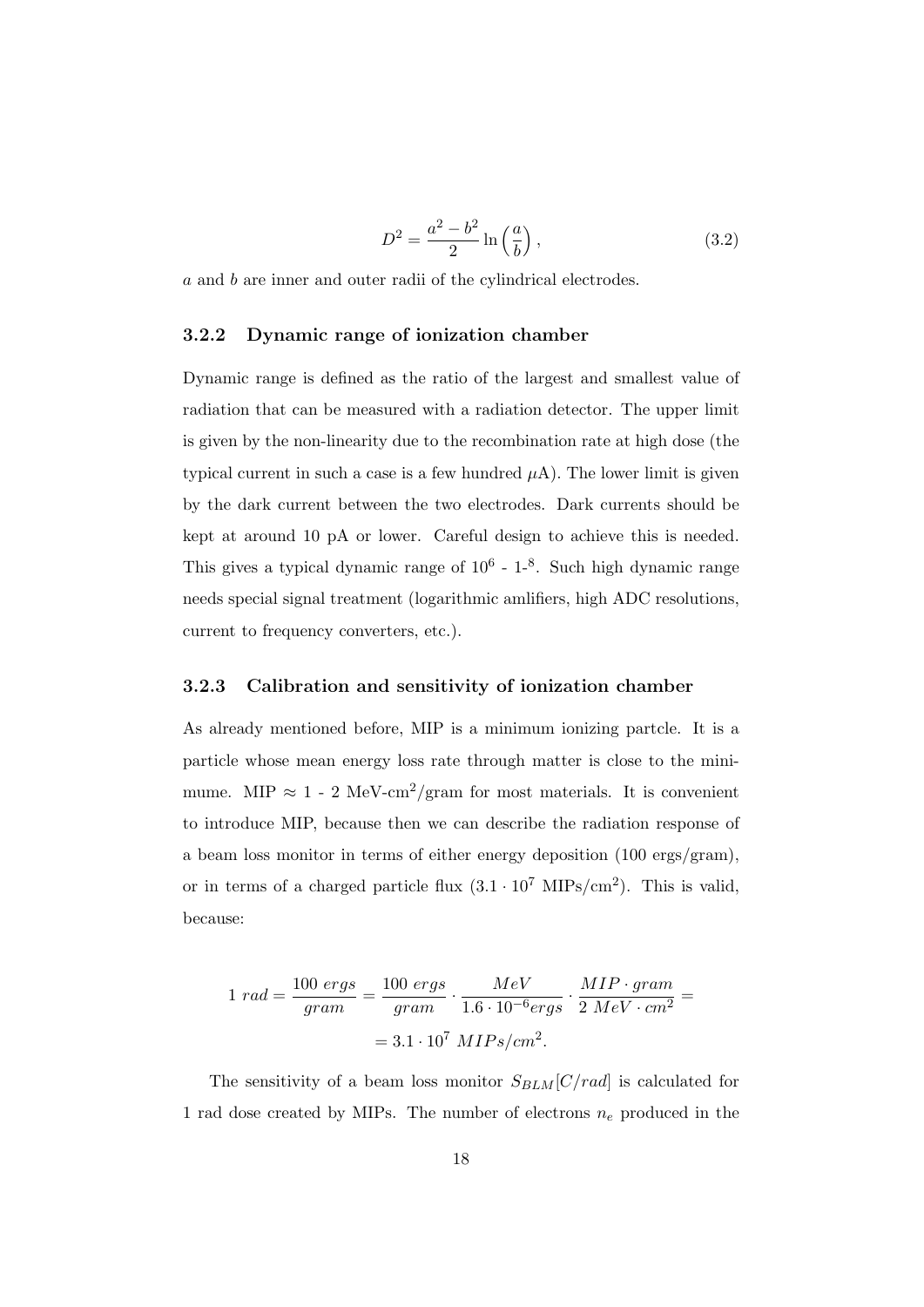$$D^2 = \frac{a^2 - b^2}{2} \ln\left(\frac{a}{b}\right), \tag{3.2}$$

$a$ and $b$ are inner and outer radii of the cylindrical electrodes.

### 3.2.2 Dynamic range of ionization chamber

Dynamic range is defined as the ratio of the largest and smallest value of radiation that can be measured with a radiation detector. The upper limit is given by the non-linearity due to the recombination rate at high dose (the typical current in such a case is a few hundred $\mu$A). The lower limit is given by the dark current between the two electrodes. Dark currents should be kept at around 10 pA or lower. Careful design to achieve this is needed. This gives a typical dynamic range of $10^6$ - $1$-$^8$. Such high dynamic range needs special signal treatment (logarithmic amlifiers, high ADC resolutions, current to frequency converters, etc.).

### 3.2.3 Calibration and sensitivity of ionization chamber

As already mentioned before, MIP is a minimum ionizing partcle. It is a particle whose mean energy loss rate through matter is close to the minimume. MIP $\approx$ 1 - 2 MeV-cm$^2$/gram for most materials. It is convenient to introduce MIP, because then we can describe the radiation response of a beam loss monitor in terms of either energy deposition (100 ergs/gram), or in terms of a charged particle flux ($3.1 \cdot 10^7$ MIPs/cm$^2$). This is valid, because:

$$1\ rad = \frac{100\ ergs}{gram} = \frac{100\ ergs}{gram} \cdot \frac{MeV}{1.6 \cdot 10^{-6} ergs} \cdot \frac{MIP \cdot gram}{2\ MeV \cdot cm^2} =$$
$$= 3.1 \cdot 10^7\ MIPs/cm^2.$$

The sensitivity of a beam loss monitor $S_{BLM}[C/rad]$ is calculated for 1 rad dose created by MIPs. The number of electrons $n_e$ produced in the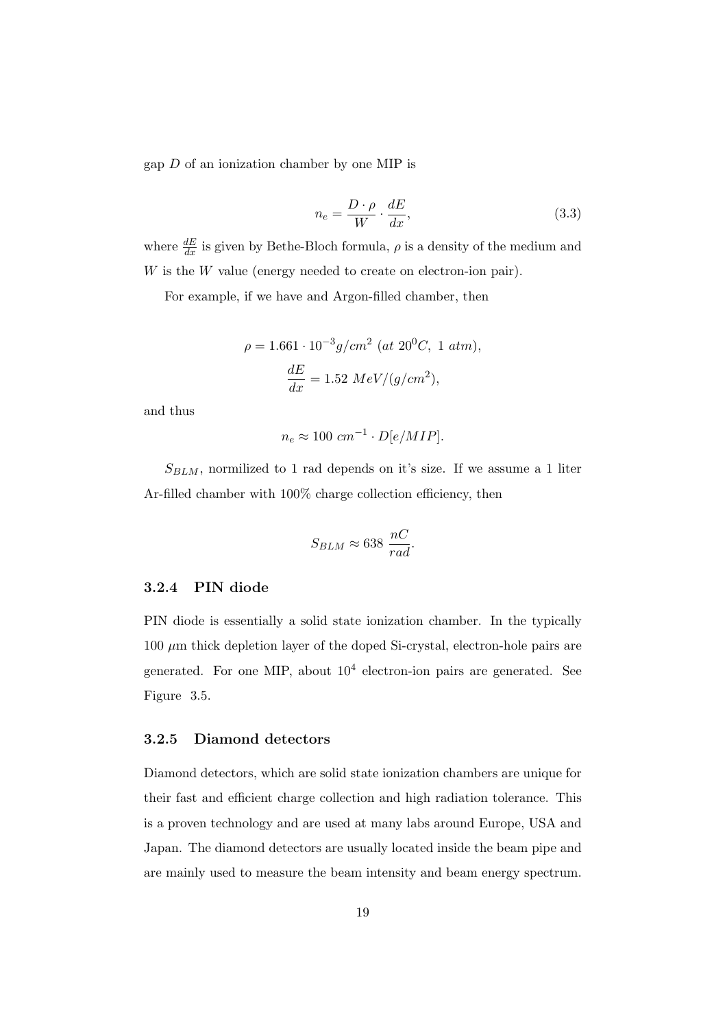gap $D$ of an ionization chamber by one MIP is

$$n_e = \frac{D \cdot \rho}{W} \cdot \frac{dE}{dx}, \tag{3.3}$$

where $\frac{dE}{dx}$ is given by Bethe-Bloch formula, $\rho$ is a density of the medium and $W$ is the $W$ value (energy needed to create on electron-ion pair).

For example, if we have and Argon-filled chamber, then

$$\rho = 1.661 \cdot 10^{-3} g/cm^2 \ (at\ 20^0 C,\ 1\ atm),$$

$$\frac{dE}{dx} = 1.52\ MeV/(g/cm^2),$$

and thus

$$n_e \approx 100\ cm^{-1} \cdot D[e/MIP].$$

$S_{BLM}$, normilized to 1 rad depends on it's size. If we assume a 1 liter Ar-filled chamber with 100% charge collection efficiency, then

$$S_{BLM} \approx 638\ \frac{nC}{rad}.$$

### 3.2.4 PIN diode

PIN diode is essentially a solid state ionization chamber. In the typically 100 $\mu$m thick depletion layer of the doped Si-crystal, electron-hole pairs are generated. For one MIP, about $10^4$ electron-ion pairs are generated. See Figure 3.5.

### 3.2.5 Diamond detectors

Diamond detectors, which are solid state ionization chambers are unique for their fast and efficient charge collection and high radiation tolerance. This is a proven technology and are used at many labs around Europe, USA and Japan. The diamond detectors are usually located inside the beam pipe and are mainly used to measure the beam intensity and beam energy spectrum.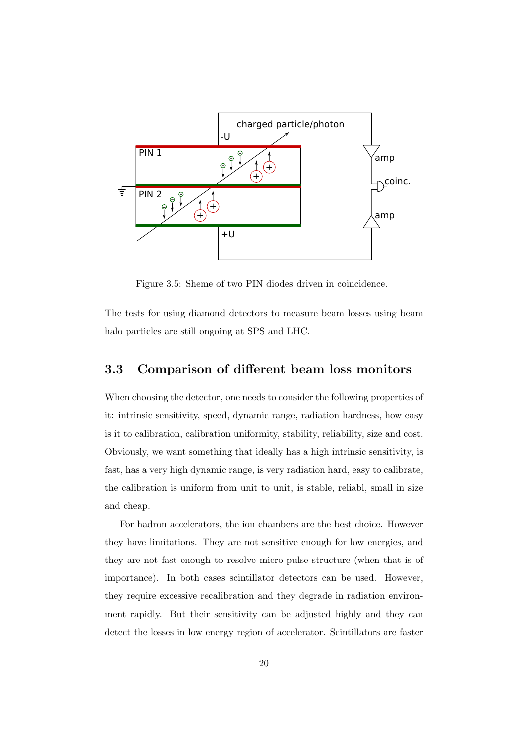Figure 3.5: Sheme of two PIN diodes driven in coincidence.

The tests for using diamond detectors to measure beam losses using beam halo particles are still ongoing at SPS and LHC.

## 3.3 Comparison of different beam loss monitors

When choosing the detector, one needs to consider the following properties of it: intrinsic sensitivity, speed, dynamic range, radiation hardness, how easy is it to calibration, calibration uniformity, stability, reliability, size and cost. Obviously, we want something that ideally has a high intrinsic sensitivity, is fast, has a very high dynamic range, is very radiation hard, easy to calibrate, the calibration is uniform from unit to unit, is stable, reliabl, small in size and cheap.

For hadron accelerators, the ion chambers are the best choice. However they have limitations. They are not sensitive enough for low energies, and they are not fast enough to resolve micro-pulse structure (when that is of importance). In both cases scintillator detectors can be used. However, they require excessive recalibration and they degrade in radiation environment rapidly. But their sensitivity can be adjusted highly and they can detect the losses in low energy region of accelerator. Scintillators are faster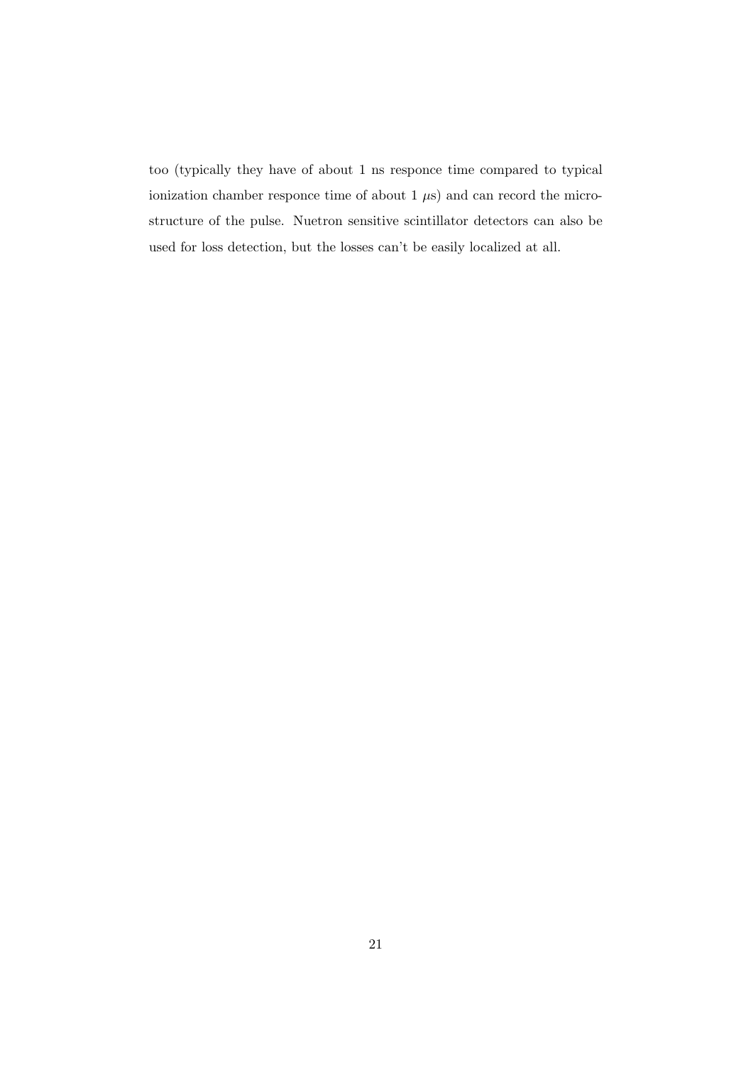too (typically they have of about 1 ns responce time compared to typical ionization chamber responce time of about 1 $\mu$s) and can record the micro-structure of the pulse. Nuetron sensitive scintillator detectors can also be used for loss detection, but the losses can't be easily localized at all.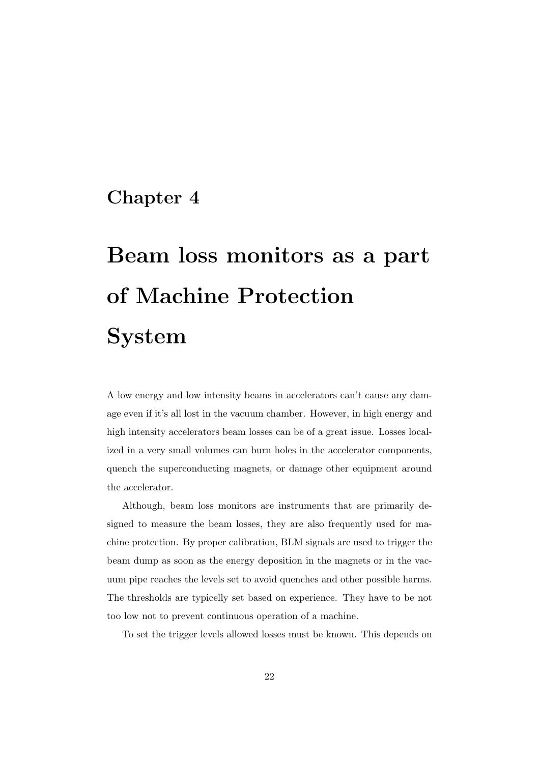# Chapter 4

# Beam loss monitors as a part of Machine Protection System

A low energy and low intensity beams in accelerators can't cause any damage even if it's all lost in the vacuum chamber. However, in high energy and high intensity accelerators beam losses can be of a great issue. Losses localized in a very small volumes can burn holes in the accelerator components, quench the superconducting magnets, or damage other equipment around the accelerator.

Although, beam loss monitors are instruments that are primarily designed to measure the beam losses, they are also frequently used for machine protection. By proper calibration, BLM signals are used to trigger the beam dump as soon as the energy deposition in the magnets or in the vacuum pipe reaches the levels set to avoid quenches and other possible harms. The thresholds are typicelly set based on experience. They have to be not too low not to prevent continuous operation of a machine.

To set the trigger levels allowed losses must be known. This depends on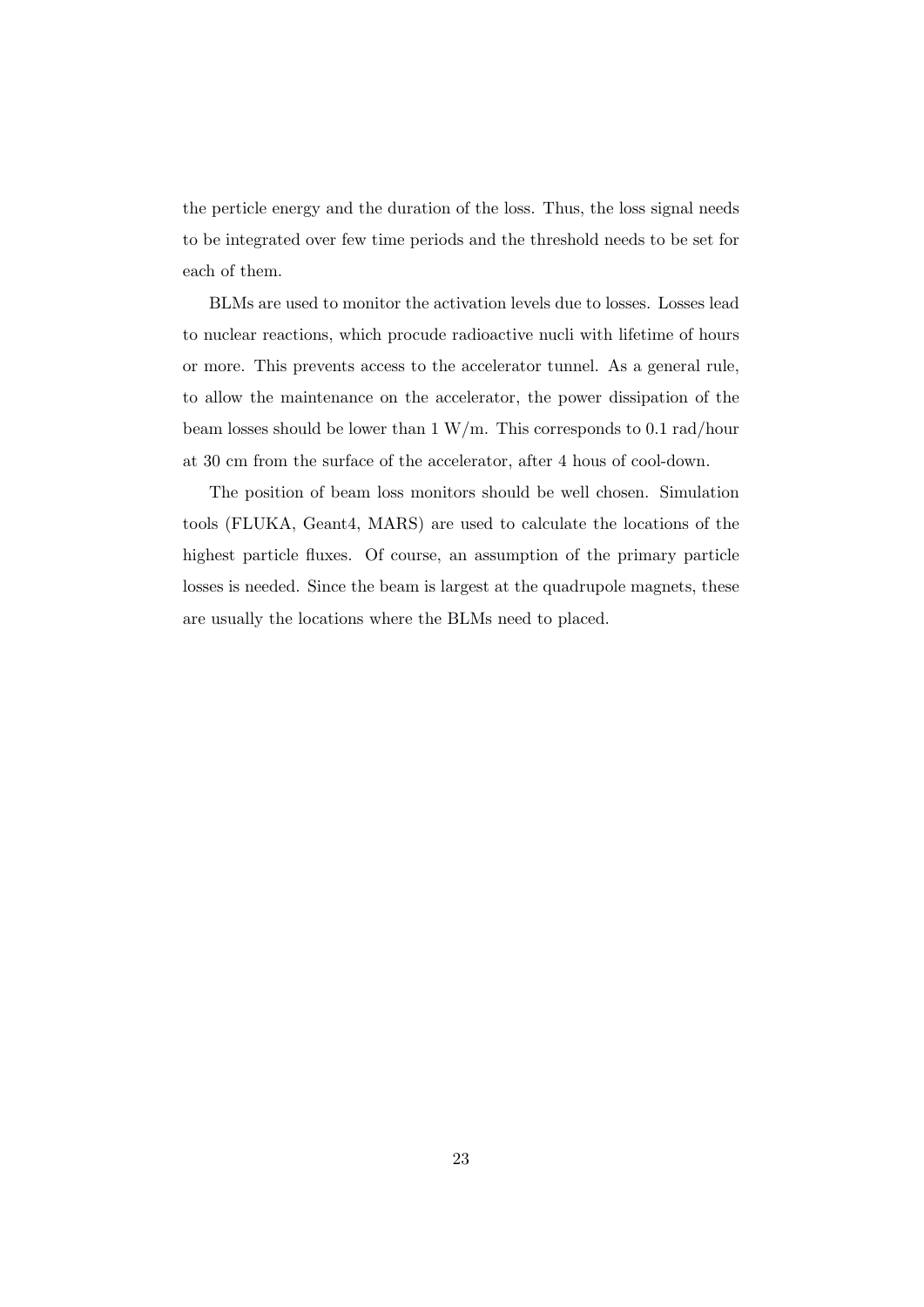the perticle energy and the duration of the loss. Thus, the loss signal needs to be integrated over few time periods and the threshold needs to be set for each of them.

BLMs are used to monitor the activation levels due to losses. Losses lead to nuclear reactions, which procude radioactive nucli with lifetime of hours or more. This prevents access to the accelerator tunnel. As a general rule, to allow the maintenance on the accelerator, the power dissipation of the beam losses should be lower than 1 W/m. This corresponds to 0.1 rad/hour at 30 cm from the surface of the accelerator, after 4 hous of cool-down.

The position of beam loss monitors should be well chosen. Simulation tools (FLUKA, Geant4, MARS) are used to calculate the locations of the highest particle fluxes. Of course, an assumption of the primary particle losses is needed. Since the beam is largest at the quadrupole magnets, these are usually the locations where the BLMs need to placed.